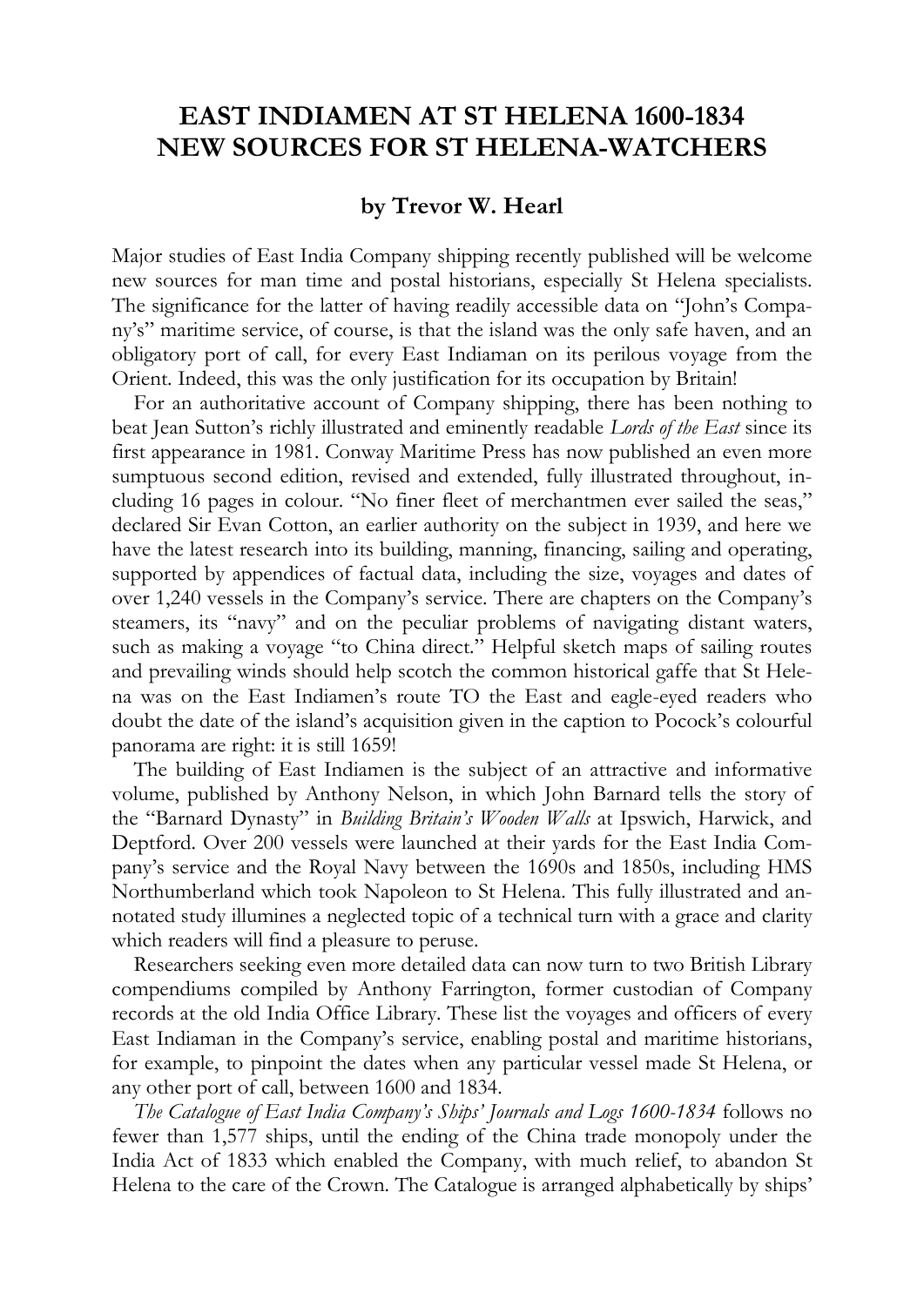# EAST INDIAMEN AT ST HELENA 1600-1834
# NEW SOURCES FOR ST HELENA-WATCHERS

### by Trevor W. Hearl

Major studies of East India Company shipping recently published will be welcome new sources for man time and postal historians, especially St Helena specialists. The significance for the latter of having readily accessible data on "John's Company's" maritime service, of course, is that the island was the only safe haven, and an obligatory port of call, for every East Indiaman on its perilous voyage from the Orient. Indeed, this was the only justification for its occupation by Britain!

For an authoritative account of Company shipping, there has been nothing to beat Jean Sutton's richly illustrated and eminently readable *Lords of the East* since its first appearance in 1981. Conway Maritime Press has now published an even more sumptuous second edition, revised and extended, fully illustrated throughout, including 16 pages in colour. "No finer fleet of merchantmen ever sailed the seas," declared Sir Evan Cotton, an earlier authority on the subject in 1939, and here we have the latest research into its building, manning, financing, sailing and operating, supported by appendices of factual data, including the size, voyages and dates of over 1,240 vessels in the Company's service. There are chapters on the Company's steamers, its "navy" and on the peculiar problems of navigating distant waters, such as making a voyage "to China direct." Helpful sketch maps of sailing routes and prevailing winds should help scotch the common historical gaffe that St Helena was on the East Indiamen's route TO the East and eagle-eyed readers who doubt the date of the island's acquisition given in the caption to Pocock's colourful panorama are right: it is still 1659!

The building of East Indiamen is the subject of an attractive and informative volume, published by Anthony Nelson, in which John Barnard tells the story of the "Barnard Dynasty" in *Building Britain's Wooden Walls* at Ipswich, Harwick, and Deptford. Over 200 vessels were launched at their yards for the East India Company's service and the Royal Navy between the 1690s and 1850s, including HMS Northumberland which took Napoleon to St Helena. This fully illustrated and annotated study illumines a neglected topic of a technical turn with a grace and clarity which readers will find a pleasure to peruse.

Researchers seeking even more detailed data can now turn to two British Library compendiums compiled by Anthony Farrington, former custodian of Company records at the old India Office Library. These list the voyages and officers of every East Indiaman in the Company's service, enabling postal and maritime historians, for example, to pinpoint the dates when any particular vessel made St Helena, or any other port of call, between 1600 and 1834.

*The Catalogue of East India Company's Ships' Journals and Logs 1600-1834* follows no fewer than 1,577 ships, until the ending of the China trade monopoly under the India Act of 1833 which enabled the Company, with much relief, to abandon St Helena to the care of the Crown. The Catalogue is arranged alphabetically by ships'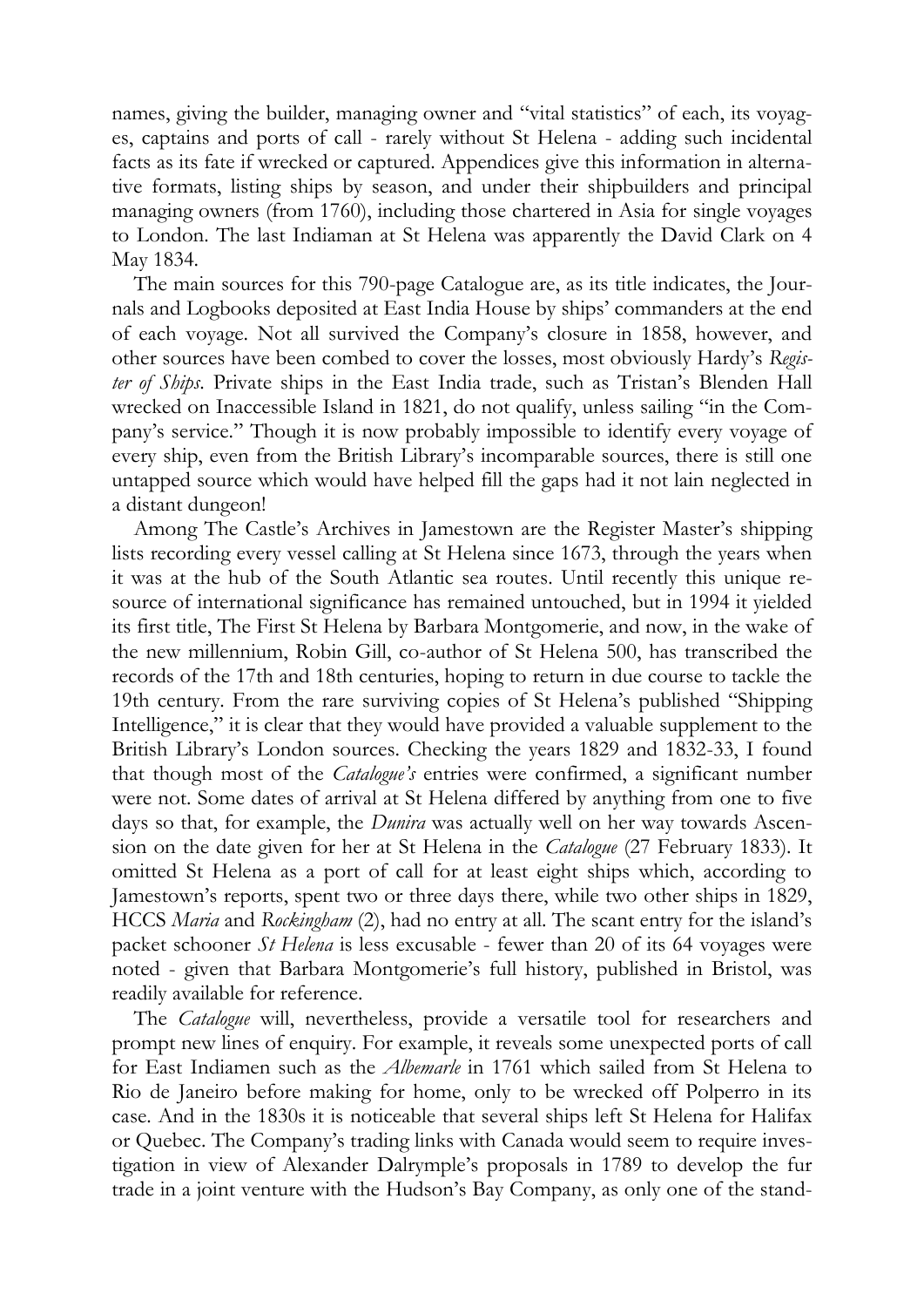names, giving the builder, managing owner and "vital statistics" of each, its voyages, captains and ports of call - rarely without St Helena - adding such incidental facts as its fate if wrecked or captured. Appendices give this information in alternative formats, listing ships by season, and under their shipbuilders and principal managing owners (from 1760), including those chartered in Asia for single voyages to London. The last Indiaman at St Helena was apparently the David Clark on 4 May 1834.

The main sources for this 790-page Catalogue are, as its title indicates, the Journals and Logbooks deposited at East India House by ships' commanders at the end of each voyage. Not all survived the Company's closure in 1858, however, and other sources have been combed to cover the losses, most obviously Hardy's *Register of Ships*. Private ships in the East India trade, such as Tristan's Blenden Hall wrecked on Inaccessible Island in 1821, do not qualify, unless sailing "in the Company's service." Though it is now probably impossible to identify every voyage of every ship, even from the British Library's incomparable sources, there is still one untapped source which would have helped fill the gaps had it not lain neglected in a distant dungeon!

Among The Castle's Archives in Jamestown are the Register Master's shipping lists recording every vessel calling at St Helena since 1673, through the years when it was at the hub of the South Atlantic sea routes. Until recently this unique resource of international significance has remained untouched, but in 1994 it yielded its first title, The First St Helena by Barbara Montgomerie, and now, in the wake of the new millennium, Robin Gill, co-author of St Helena 500, has transcribed the records of the 17th and 18th centuries, hoping to return in due course to tackle the 19th century. From the rare surviving copies of St Helena's published "Shipping Intelligence," it is clear that they would have provided a valuable supplement to the British Library's London sources. Checking the years 1829 and 1832-33, I found that though most of the *Catalogue's* entries were confirmed, a significant number were not. Some dates of arrival at St Helena differed by anything from one to five days so that, for example, the *Dunira* was actually well on her way towards Ascension on the date given for her at St Helena in the *Catalogue* (27 February 1833). It omitted St Helena as a port of call for at least eight ships which, according to Jamestown's reports, spent two or three days there, while two other ships in 1829, HCCS *Maria* and *Rockingham* (2), had no entry at all. The scant entry for the island's packet schooner *St Helena* is less excusable - fewer than 20 of its 64 voyages were noted - given that Barbara Montgomerie's full history, published in Bristol, was readily available for reference.

The *Catalogue* will, nevertheless, provide a versatile tool for researchers and prompt new lines of enquiry. For example, it reveals some unexpected ports of call for East Indiamen such as the *Albemarle* in 1761 which sailed from St Helena to Rio de Janeiro before making for home, only to be wrecked off Polperro in its case. And in the 1830s it is noticeable that several ships left St Helena for Halifax or Quebec. The Company's trading links with Canada would seem to require investigation in view of Alexander Dalrymple's proposals in 1789 to develop the fur trade in a joint venture with the Hudson's Bay Company, as only one of the stand-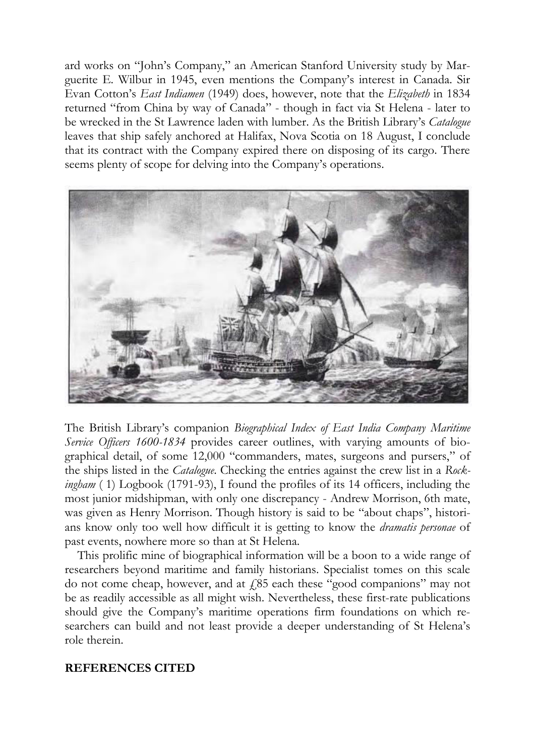ard works on "John's Company," an American Stanford University study by Marguerite E. Wilbur in 1945, even mentions the Company's interest in Canada. Sir Evan Cotton's *East Indiamen* (1949) does, however, note that the *Elizabeth* in 1834 returned "from China by way of Canada" - though in fact via St Helena - later to be wrecked in the St Lawrence laden with lumber. As the British Library's *Catalogue* leaves that ship safely anchored at Halifax, Nova Scotia on 18 August, I conclude that its contract with the Company expired there on disposing of its cargo. There seems plenty of scope for delving into the Company's operations.

The British Library's companion *Biographical Index of East India Company Maritime Service Officers 1600-1834* provides career outlines, with varying amounts of biographical detail, of some 12,000 "commanders, mates, surgeons and pursers," of the ships listed in the *Catalogue*. Checking the entries against the crew list in a *Rockingham* ( 1) Logbook (1791-93), I found the profiles of its 14 officers, including the most junior midshipman, with only one discrepancy - Andrew Morrison, 6th mate, was given as Henry Morrison. Though history is said to be "about chaps", historians know only too well how difficult it is getting to know the *dramatis personae* of past events, nowhere more so than at St Helena.

This prolific mine of biographical information will be a boon to a wide range of researchers beyond maritime and family historians. Specialist tomes on this scale do not come cheap, however, and at £85 each these "good companions" may not be as readily accessible as all might wish. Nevertheless, these first-rate publications should give the Company's maritime operations firm foundations on which researchers can build and not least provide a deeper understanding of St Helena's role therein.

**REFERENCES CITED**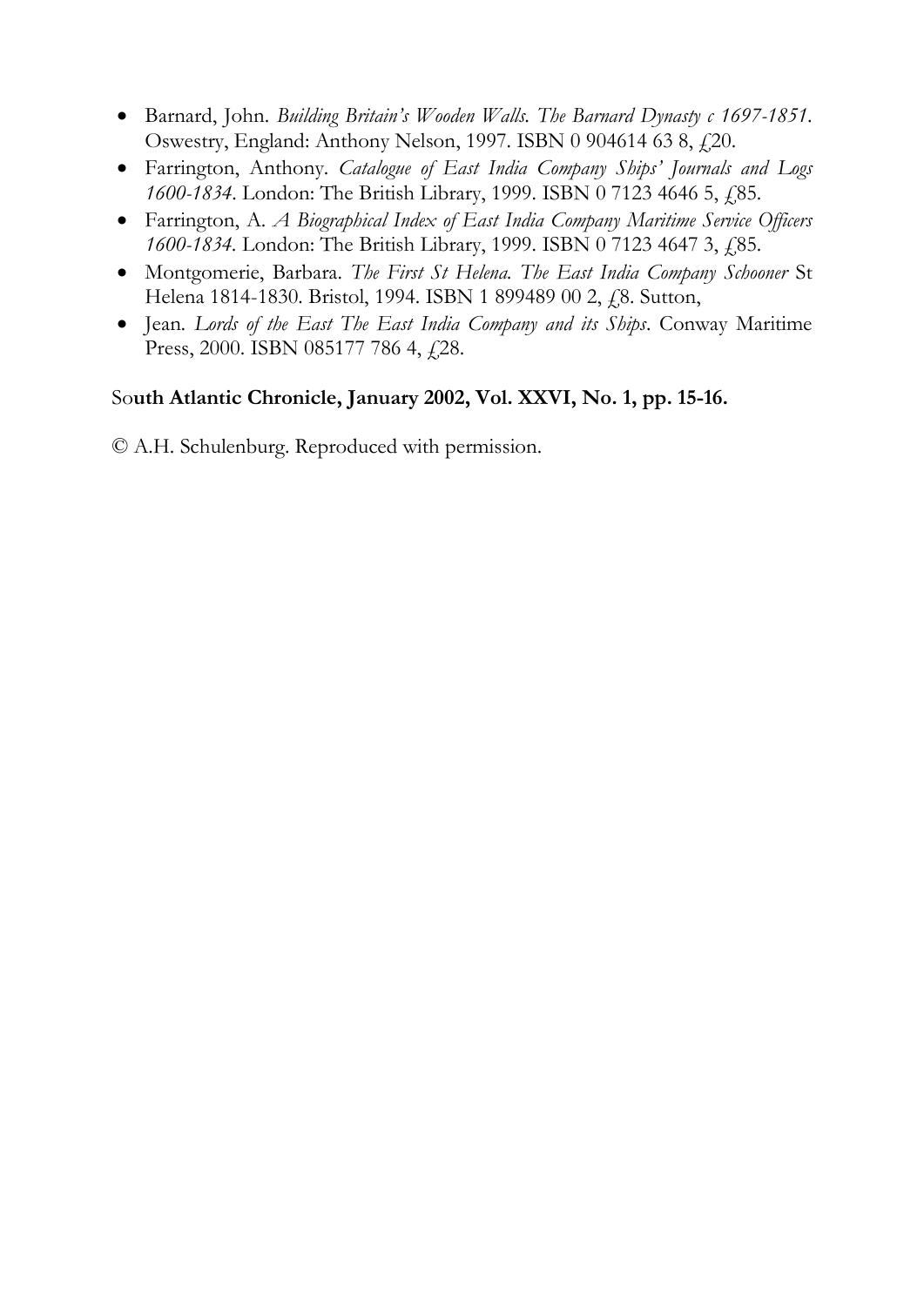- Barnard, John. *Building Britain's Wooden Walls. The Barnard Dynasty c 1697-1851*. Oswestry, England: Anthony Nelson, 1997. ISBN 0 904614 63 8, £20.
- Farrington, Anthony. *Catalogue of East India Company Ships' Journals and Logs 1600-1834*. London: The British Library, 1999. ISBN 0 7123 4646 5, £85.
- Farrington, A. *A Biographical Index of East India Company Maritime Service Officers 1600-1834*. London: The British Library, 1999. ISBN 0 7123 4647 3, £85.
- Montgomerie, Barbara. *The First St Helena. The East India Company Schooner* St Helena 1814-1830. Bristol, 1994. ISBN 1 899489 00 2, £8. Sutton,
- Jean. *Lords of the East The East India Company and its Ships*. Conway Maritime Press, 2000. ISBN 085177 786 4, £28.

So**uth Atlantic Chronicle, January 2002, Vol. XXVI, No. 1, pp. 15-16.**

© A.H. Schulenburg. Reproduced with permission.